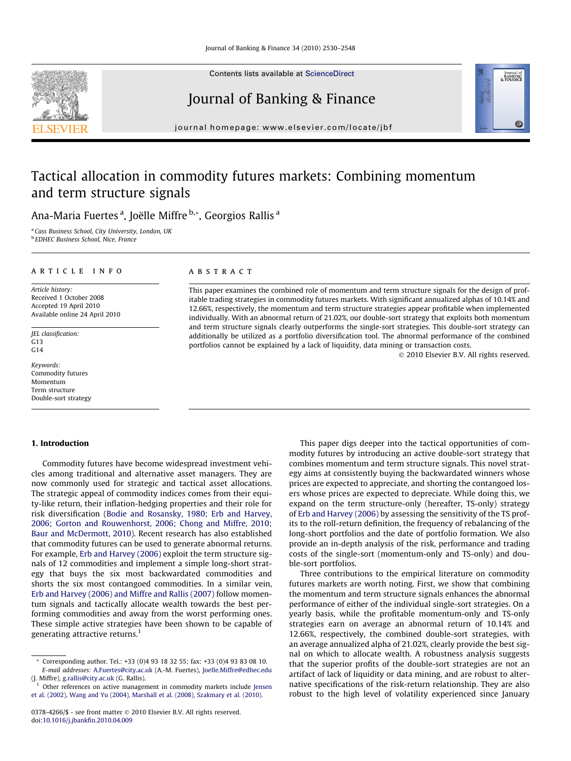# Tactical allocation in commodity futures markets: Combining momentum and term structure signals

Ana-Maria Fuertes [a], Joëlle Miffre [b,*], Georgios Rallis [a]

[a] *Cass Business School, City University, London, UK*
[b] *EDHEC Business School, Nice, France*

## ARTICLE INFO

*Article history:*
Received 1 October 2008
Accepted 19 April 2010
Available online 24 April 2010

*JEL classification:*
G13
G14

*Keywords:*
Commodity futures
Momentum
Term structure
Double-sort strategy

## ABSTRACT

This paper examines the combined role of momentum and term structure signals for the design of profitable trading strategies in commodity futures markets. With significant annualized alphas of 10.14% and 12.66%, respectively, the momentum and term structure strategies appear profitable when implemented individually. With an abnormal return of 21.02%, our double-sort strategy that exploits both momentum and term structure signals clearly outperforms the single-sort strategies. This double-sort strategy can additionally be utilized as a portfolio diversification tool. The abnormal performance of the combined portfolios cannot be explained by a lack of liquidity, data mining or transaction costs.

© 2010 Elsevier B.V. All rights reserved.

## 1. Introduction

Commodity futures have become widespread investment vehicles among traditional and alternative asset managers. They are now commonly used for strategic and tactical asset allocations. The strategic appeal of commodity indices comes from their equity-like return, their inflation-hedging properties and their role for risk diversification (Bodie and Rosansky, 1980; Erb and Harvey, 2006; Gorton and Rouwenhorst, 2006; Chong and Miffre, 2010; Baur and McDermott, 2010). Recent research has also established that commodity futures can be used to generate abnormal returns. For example, Erb and Harvey (2006) exploit the term structure signals of 12 commodities and implement a simple long-short strategy that buys the six most backwardated commodities and shorts the six most contangoed commodities. In a similar vein, Erb and Harvey (2006) and Miffre and Rallis (2007) follow momentum signals and tactically allocate wealth towards the best performing commodities and away from the worst performing ones. These simple active strategies have been shown to be capable of generating attractive returns.[1]

This paper digs deeper into the tactical opportunities of commodity futures by introducing an active double-sort strategy that combines momentum and term structure signals. This novel strategy aims at consistently buying the backwardated winners whose prices are expected to appreciate, and shorting the contangoed losers whose prices are expected to depreciate. While doing this, we expand on the term structure-only (hereafter, TS-only) strategy of Erb and Harvey (2006) by assessing the sensitivity of the TS profits to the roll-return definition, the frequency of rebalancing of the long-short portfolios and the date of portfolio formation. We also provide an in-depth analysis of the risk, performance and trading costs of the single-sort (momentum-only and TS-only) and double-sort portfolios.

Three contributions to the empirical literature on commodity futures markets are worth noting. First, we show that combining the momentum and term structure signals enhances the abnormal performance of either of the individual single-sort strategies. On a yearly basis, while the profitable momentum-only and TS-only strategies earn on average an abnormal return of 10.14% and 12.66%, respectively, the combined double-sort strategies, with an average annualized alpha of 21.02%, clearly provide the best signal on which to allocate wealth. A robustness analysis suggests that the superior profits of the double-sort strategies are not an artifact of lack of liquidity or data mining, and are robust to alternative specifications of the risk-return relationship. They are also robust to the high level of volatility experienced since January

---

\* Corresponding author. Tel.: +33 (0)4 93 18 32 55; fax: +33 (0)4 93 83 08 10.
*E-mail addresses:* A.Fuertes@city.ac.uk (A.-M. Fuertes), Joelle.Miffre@edhec.edu (J. Miffre), g.rallis@city.ac.uk (G. Rallis).

[1] Other references on active management in commodity markets include Jensen et al. (2002), Wang and Yu (2004), Marshall et al. (2008), Szakmary et al. (2010).

0378-4266/$ - see front matter © 2010 Elsevier B.V. All rights reserved.
doi:10.1016/j.jbankfin.2010.04.009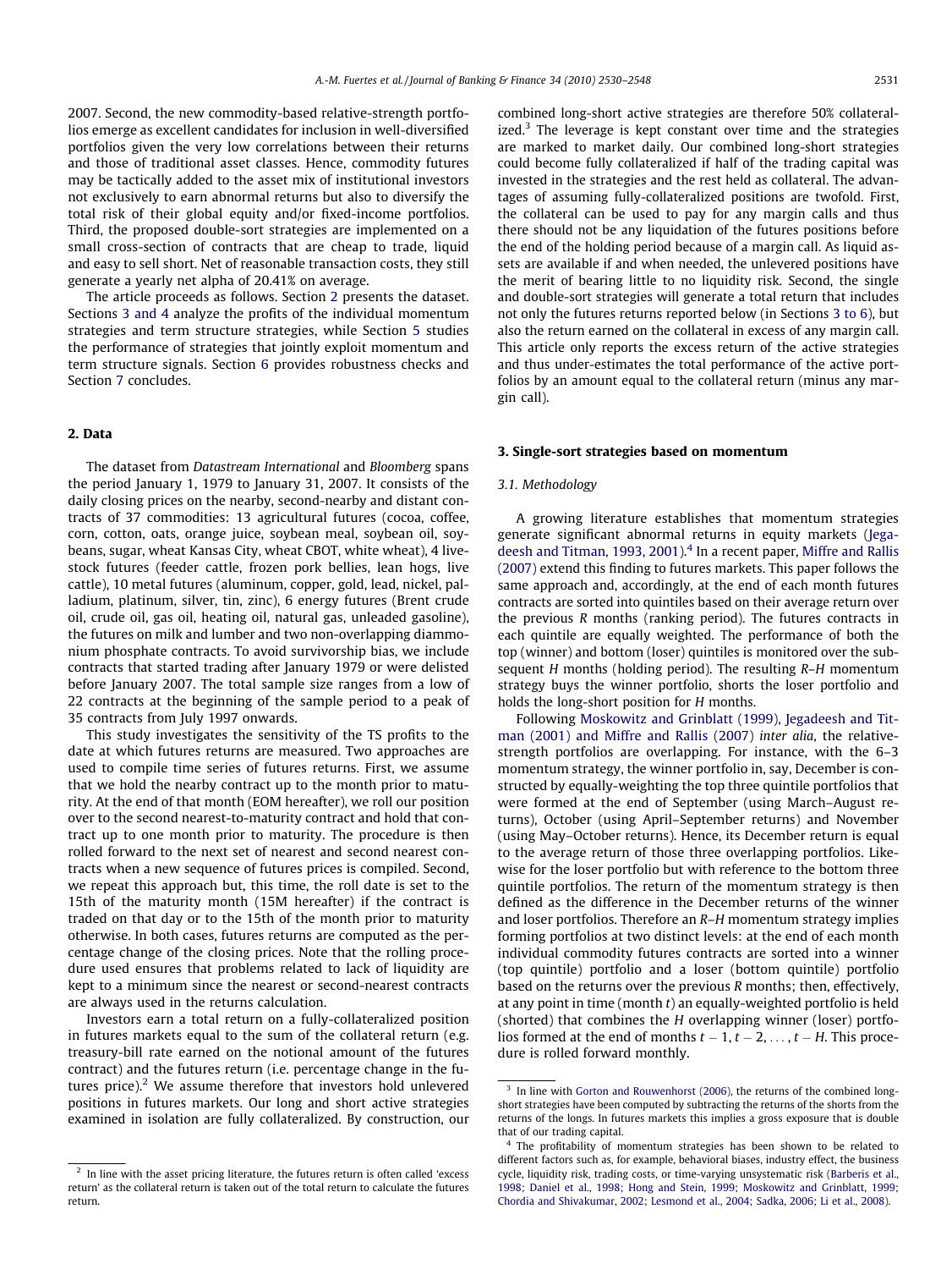2007. Second, the new commodity-based relative-strength portfolios emerge as excellent candidates for inclusion in well-diversified portfolios given the very low correlations between their returns and those of traditional asset classes. Hence, commodity futures may be tactically added to the asset mix of institutional investors not exclusively to earn abnormal returns but also to diversify the total risk of their global equity and/or fixed-income portfolios. Third, the proposed double-sort strategies are implemented on a small cross-section of contracts that are cheap to trade, liquid and easy to sell short. Net of reasonable transaction costs, they still generate a yearly net alpha of 20.41% on average.

The article proceeds as follows. Section 2 presents the dataset. Sections 3 and 4 analyze the profits of the individual momentum strategies and term structure strategies, while Section 5 studies the performance of strategies that jointly exploit momentum and term structure signals. Section 6 provides robustness checks and Section 7 concludes.

## 2. Data

The dataset from *Datastream International* and *Bloomberg* spans the period January 1, 1979 to January 31, 2007. It consists of the daily closing prices on the nearby, second-nearby and distant contracts of 37 commodities: 13 agricultural futures (cocoa, coffee, corn, cotton, oats, orange juice, soybean meal, soybean oil, soybeans, sugar, wheat Kansas City, wheat CBOT, white wheat), 4 livestock futures (feeder cattle, frozen pork bellies, lean hogs, live cattle), 10 metal futures (aluminum, copper, gold, lead, nickel, palladium, platinum, silver, tin, zinc), 6 energy futures (Brent crude oil, crude oil, gas oil, heating oil, natural gas, unleaded gasoline), the futures on milk and lumber and two non-overlapping diammonium phosphate contracts. To avoid survivorship bias, we include contracts that started trading after January 1979 or were delisted before January 2007. The total sample size ranges from a low of 22 contracts at the beginning of the sample period to a peak of 35 contracts from July 1997 onwards.

This study investigates the sensitivity of the TS profits to the date at which futures returns are measured. Two approaches are used to compile time series of futures returns. First, we assume that we hold the nearby contract up to the month prior to maturity. At the end of that month (EOM hereafter), we roll our position over to the second nearest-to-maturity contract and hold that contract up to one month prior to maturity. The procedure is then rolled forward to the next set of nearest and second nearest contracts when a new sequence of futures prices is compiled. Second, we repeat this approach but, this time, the roll date is set to the 15th of the maturity month (15M hereafter) if the contract is traded on that day or to the 15th of the month prior to maturity otherwise. In both cases, futures returns are computed as the percentage change of the closing prices. Note that the rolling procedure used ensures that problems related to lack of liquidity are kept to a minimum since the nearest or second-nearest contracts are always used in the returns calculation.

Investors earn a total return on a fully-collateralized position in futures markets equal to the sum of the collateral return (e.g. treasury-bill rate earned on the notional amount of the futures contract) and the futures return (i.e. percentage change in the futures price).[2] We assume therefore that investors hold unlevered positions in futures markets. Our long and short active strategies examined in isolation are fully collateralized. By construction, our combined long-short active strategies are therefore 50% collateralized.[3] The leverage is kept constant over time and the strategies are marked to market daily. Our combined long-short strategies could become fully collateralized if half of the trading capital was invested in the strategies and the rest held as collateral. The advantages of assuming fully-collateralized positions are twofold. First, the collateral can be used to pay for any margin calls and thus there should not be any liquidation of the futures positions before the end of the holding period because of a margin call. As liquid assets are available if and when needed, the unlevered positions have the merit of bearing little to no liquidity risk. Second, the single and double-sort strategies will generate a total return that includes not only the futures returns reported below (in Sections 3 to 6), but also the return earned on the collateral in excess of any margin call. This article only reports the excess return of the active strategies and thus under-estimates the total performance of the active portfolios by an amount equal to the collateral return (minus any margin call).

## 3. Single-sort strategies based on momentum

### 3.1. Methodology

A growing literature establishes that momentum strategies generate significant abnormal returns in equity markets (Jegadeesh and Titman, 1993, 2001).[4] In a recent paper, Miffre and Rallis (2007) extend this finding to futures markets. This paper follows the same approach and, accordingly, at the end of each month futures contracts are sorted into quintiles based on their average return over the previous *R* months (ranking period). The futures contracts in each quintile are equally weighted. The performance of both the top (winner) and bottom (loser) quintiles is monitored over the subsequent *H* months (holding period). The resulting *R–H* momentum strategy buys the winner portfolio, shorts the loser portfolio and holds the long-short position for *H* months.

Following Moskowitz and Grinblatt (1999), Jegadeesh and Titman (2001) and Miffre and Rallis (2007) *inter alia*, the relative-strength portfolios are overlapping. For instance, with the 6–3 momentum strategy, the winner portfolio in, say, December is constructed by equally-weighting the top three quintile portfolios that were formed at the end of September (using March–August returns), October (using April–September returns) and November (using May–October returns). Hence, its December return is equal to the average return of those three overlapping portfolios. Likewise for the loser portfolio but with reference to the bottom three quintile portfolios. The return of the momentum strategy is then defined as the difference in the December returns of the winner and loser portfolios. Therefore an *R–H* momentum strategy implies forming portfolios at two distinct levels: at the end of each month individual commodity futures contracts are sorted into a winner (top quintile) portfolio and a loser (bottom quintile) portfolio based on the returns over the previous *R* months; then, effectively, at any point in time (month *t*) an equally-weighted portfolio is held (shorted) that combines the *H* overlapping winner (loser) portfolios formed at the end of months $t-1, t-2, \ldots, t-H$. This procedure is rolled forward monthly.

---

[2] In line with the asset pricing literature, the futures return is often called 'excess return' as the collateral return is taken out of the total return to calculate the futures return.

[3] In line with Gorton and Rouwenhorst (2006), the returns of the combined long-short strategies have been computed by subtracting the returns of the shorts from the returns of the longs. In futures markets this implies a gross exposure that is double that of our trading capital.

[4] The profitability of momentum strategies has been shown to be related to different factors such as, for example, behavioral biases, industry effect, the business cycle, liquidity risk, trading costs, or time-varying unsystematic risk (Barberis et al., 1998; Daniel et al., 1998; Hong and Stein, 1999; Moskowitz and Grinblatt, 1999; Chordia and Shivakumar, 2002; Lesmond et al., 2004; Sadka, 2006; Li et al., 2008).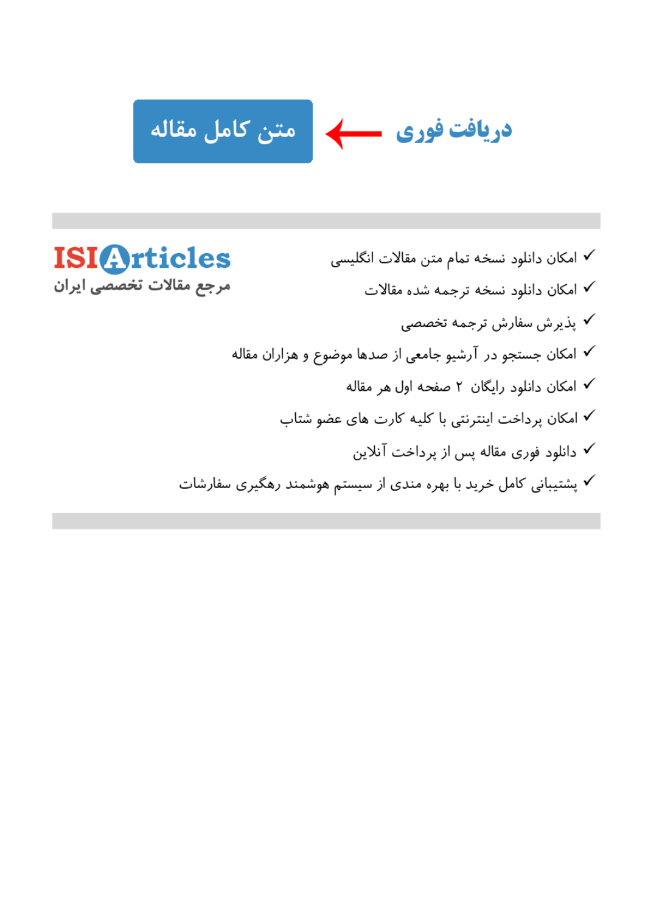دریافت فوری ← متن کامل مقاله

**ISIArticles**
مرجع مقالات تخصصی ایران

- ✓ امکان دانلود نسخه تمام متن مقالات انگلیسی
- ✓ امکان دانلود نسخه ترجمه شده مقالات
- ✓ پذیرش سفارش ترجمه تخصصی
- ✓ امکان جستجو در آرشیو جامعی از صدها موضوع و هزاران مقاله
- ✓ امکان دانلود رایگان ۲ صفحه اول هر مقاله
- ✓ امکان پرداخت اینترنتی با کلیه کارت های عضو شتاب
- ✓ دانلود فوری مقاله پس از پرداخت آنلاین
- ✓ پشتیبانی کامل خرید با بهره مندی از سیستم هوشمند رهگیری سفارشات